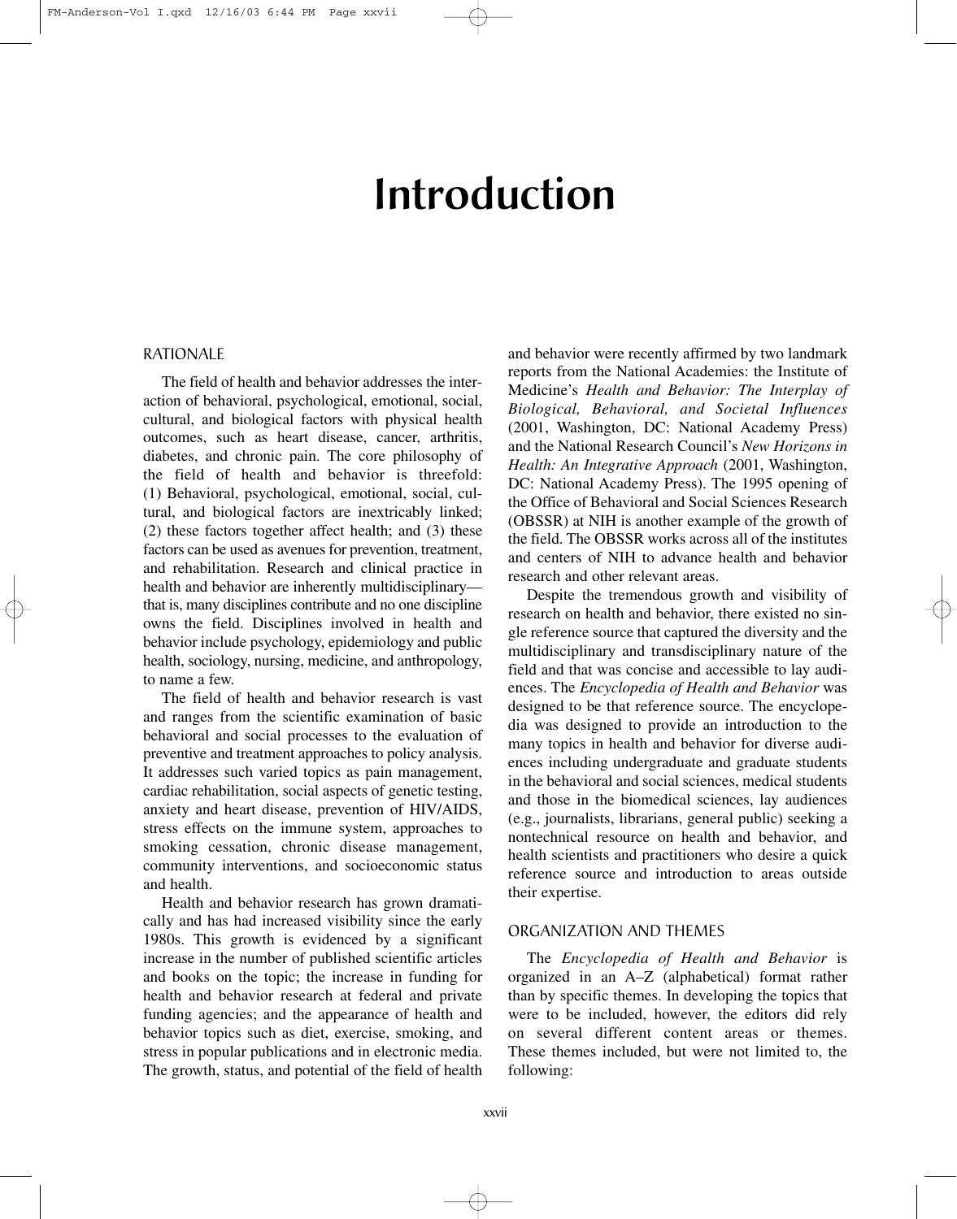# Introduction

## RATIONALE

The field of health and behavior addresses the interaction of behavioral, psychological, emotional, social, cultural, and biological factors with physical health outcomes, such as heart disease, cancer, arthritis, diabetes, and chronic pain. The core philosophy of the field of health and behavior is threefold: (1) Behavioral, psychological, emotional, social, cultural, and biological factors are inextricably linked; (2) these factors together affect health; and (3) these factors can be used as avenues for prevention, treatment, and rehabilitation. Research and clinical practice in health and behavior are inherently multidisciplinary—that is, many disciplines contribute and no one discipline owns the field. Disciplines involved in health and behavior include psychology, epidemiology and public health, sociology, nursing, medicine, and anthropology, to name a few.

The field of health and behavior research is vast and ranges from the scientific examination of basic behavioral and social processes to the evaluation of preventive and treatment approaches to policy analysis. It addresses such varied topics as pain management, cardiac rehabilitation, social aspects of genetic testing, anxiety and heart disease, prevention of HIV/AIDS, stress effects on the immune system, approaches to smoking cessation, chronic disease management, community interventions, and socioeconomic status and health.

Health and behavior research has grown dramatically and has had increased visibility since the early 1980s. This growth is evidenced by a significant increase in the number of published scientific articles and books on the topic; the increase in funding for health and behavior research at federal and private funding agencies; and the appearance of health and behavior topics such as diet, exercise, smoking, and stress in popular publications and in electronic media. The growth, status, and potential of the field of health and behavior were recently affirmed by two landmark reports from the National Academies: the Institute of Medicine's *Health and Behavior: The Interplay of Biological, Behavioral, and Societal Influences* (2001, Washington, DC: National Academy Press) and the National Research Council's *New Horizons in Health: An Integrative Approach* (2001, Washington, DC: National Academy Press). The 1995 opening of the Office of Behavioral and Social Sciences Research (OBSSR) at NIH is another example of the growth of the field. The OBSSR works across all of the institutes and centers of NIH to advance health and behavior research and other relevant areas.

Despite the tremendous growth and visibility of research on health and behavior, there existed no single reference source that captured the diversity and the multidisciplinary and transdisciplinary nature of the field and that was concise and accessible to lay audiences. The *Encyclopedia of Health and Behavior* was designed to be that reference source. The encyclopedia was designed to provide an introduction to the many topics in health and behavior for diverse audiences including undergraduate and graduate students in the behavioral and social sciences, medical students and those in the biomedical sciences, lay audiences (e.g., journalists, librarians, general public) seeking a nontechnical resource on health and behavior, and health scientists and practitioners who desire a quick reference source and introduction to areas outside their expertise.

## ORGANIZATION AND THEMES

The *Encyclopedia of Health and Behavior* is organized in an A–Z (alphabetical) format rather than by specific themes. In developing the topics that were to be included, however, the editors did rely on several different content areas or themes. These themes included, but were not limited to, the following: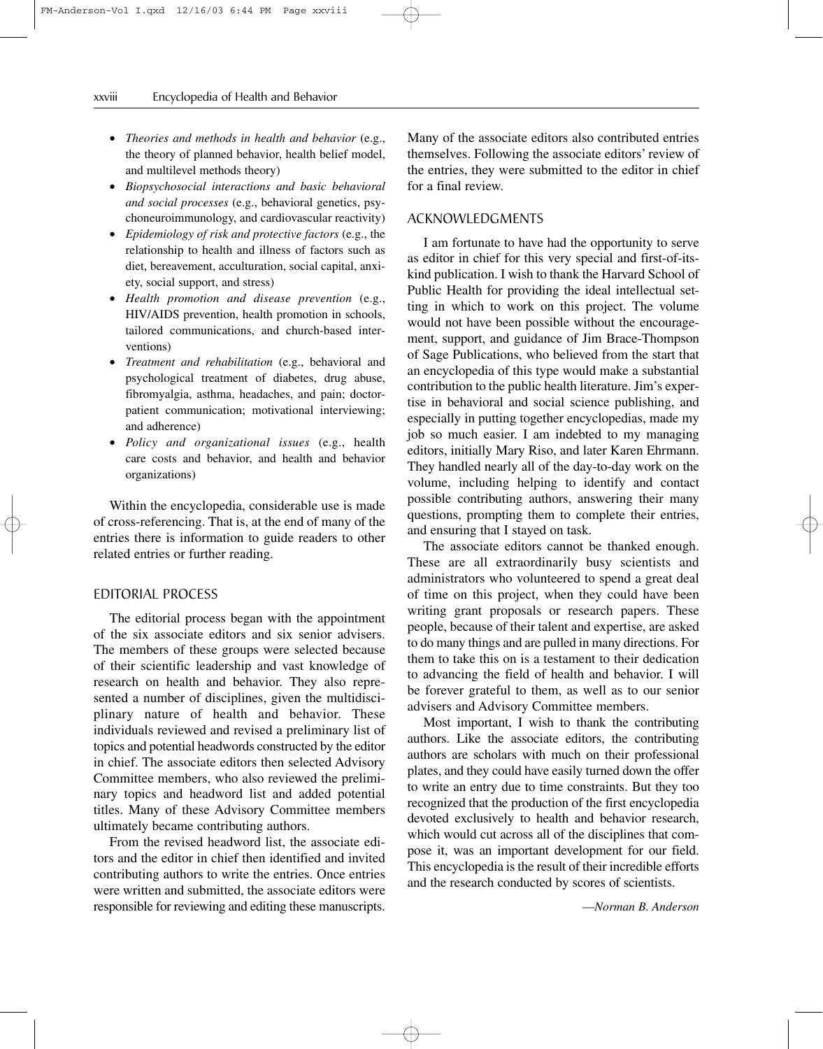- *Theories and methods in health and behavior* (e.g., the theory of planned behavior, health belief model, and multilevel methods theory)
- *Biopsychosocial interactions and basic behavioral and social processes* (e.g., behavioral genetics, psychoneuroimmunology, and cardiovascular reactivity)
- *Epidemiology of risk and protective factors* (e.g., the relationship to health and illness of factors such as diet, bereavement, acculturation, social capital, anxiety, social support, and stress)
- *Health promotion and disease prevention* (e.g., HIV/AIDS prevention, health promotion in schools, tailored communications, and church-based interventions)
- *Treatment and rehabilitation* (e.g., behavioral and psychological treatment of diabetes, drug abuse, fibromyalgia, asthma, headaches, and pain; doctor-patient communication; motivational interviewing; and adherence)
- *Policy and organizational issues* (e.g., health care costs and behavior, and health and behavior organizations)

Within the encyclopedia, considerable use is made of cross-referencing. That is, at the end of many of the entries there is information to guide readers to other related entries or further reading.

## EDITORIAL PROCESS

The editorial process began with the appointment of the six associate editors and six senior advisers. The members of these groups were selected because of their scientific leadership and vast knowledge of research on health and behavior. They also represented a number of disciplines, given the multidisciplinary nature of health and behavior. These individuals reviewed and revised a preliminary list of topics and potential headwords constructed by the editor in chief. The associate editors then selected Advisory Committee members, who also reviewed the preliminary topics and headword list and added potential titles. Many of these Advisory Committee members ultimately became contributing authors.

From the revised headword list, the associate editors and the editor in chief then identified and invited contributing authors to write the entries. Once entries were written and submitted, the associate editors were responsible for reviewing and editing these manuscripts. Many of the associate editors also contributed entries themselves. Following the associate editors' review of the entries, they were submitted to the editor in chief for a final review.

## ACKNOWLEDGMENTS

I am fortunate to have had the opportunity to serve as editor in chief for this very special and first-of-its-kind publication. I wish to thank the Harvard School of Public Health for providing the ideal intellectual setting in which to work on this project. The volume would not have been possible without the encouragement, support, and guidance of Jim Brace-Thompson of Sage Publications, who believed from the start that an encyclopedia of this type would make a substantial contribution to the public health literature. Jim's expertise in behavioral and social science publishing, and especially in putting together encyclopedias, made my job so much easier. I am indebted to my managing editors, initially Mary Riso, and later Karen Ehrmann. They handled nearly all of the day-to-day work on the volume, including helping to identify and contact possible contributing authors, answering their many questions, prompting them to complete their entries, and ensuring that I stayed on task.

The associate editors cannot be thanked enough. These are all extraordinarily busy scientists and administrators who volunteered to spend a great deal of time on this project, when they could have been writing grant proposals or research papers. These people, because of their talent and expertise, are asked to do many things and are pulled in many directions. For them to take this on is a testament to their dedication to advancing the field of health and behavior. I will be forever grateful to them, as well as to our senior advisers and Advisory Committee members.

Most important, I wish to thank the contributing authors. Like the associate editors, the contributing authors are scholars with much on their professional plates, and they could have easily turned down the offer to write an entry due to time constraints. But they too recognized that the production of the first encyclopedia devoted exclusively to health and behavior research, which would cut across all of the disciplines that compose it, was an important development for our field. This encyclopedia is the result of their incredible efforts and the research conducted by scores of scientists.

*—Norman B. Anderson*